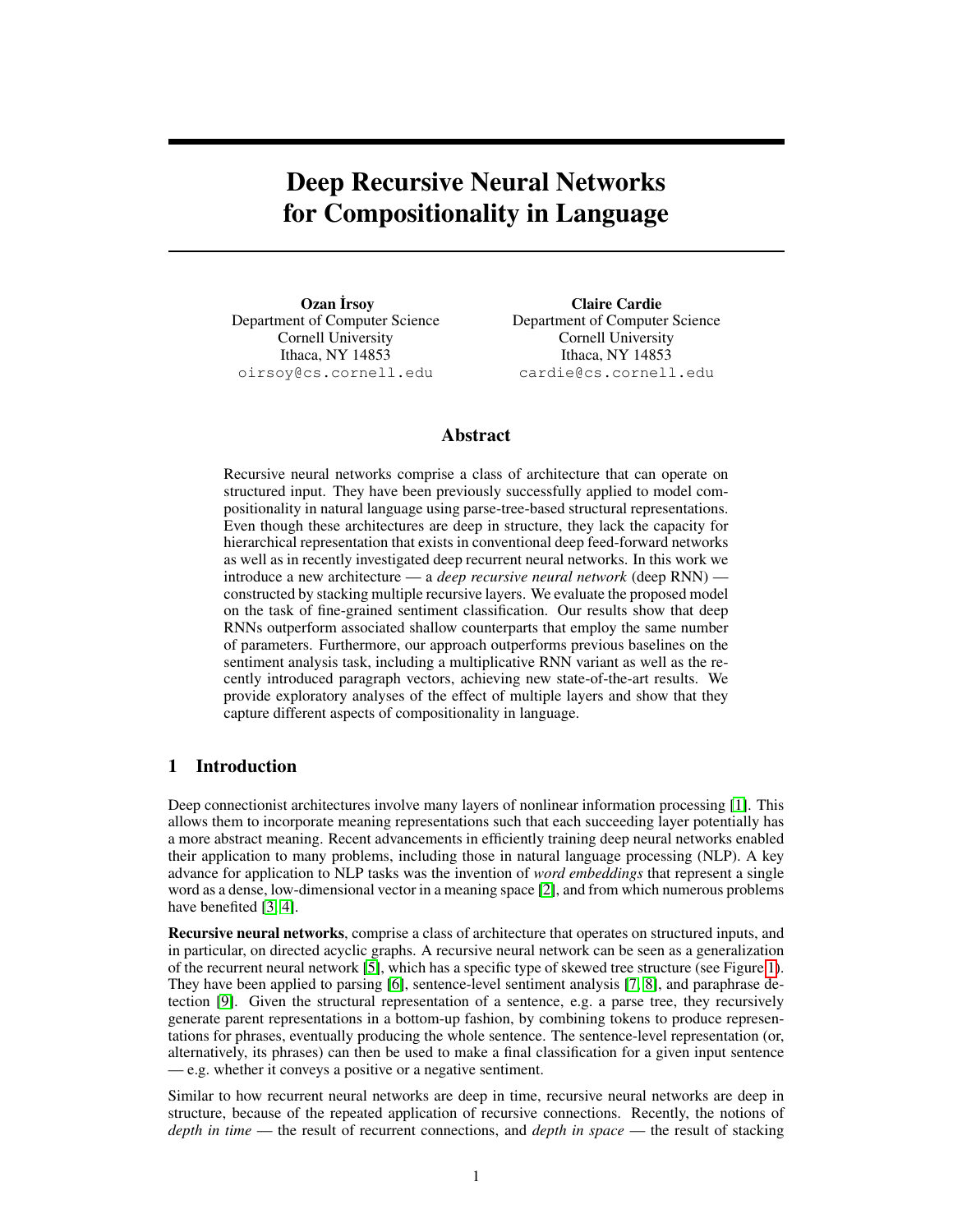# Deep Recursive Neural Networks for Compositionality in Language

**Ozan İrsoy**
Department of Computer Science
Cornell University
Ithaca, NY 14853
oirsoy@cs.cornell.edu

**Claire Cardie**
Department of Computer Science
Cornell University
Ithaca, NY 14853
cardie@cs.cornell.edu

## Abstract

Recursive neural networks comprise a class of architecture that can operate on structured input. They have been previously successfully applied to model compositionality in natural language using parse-tree-based structural representations. Even though these architectures are deep in structure, they lack the capacity for hierarchical representation that exists in conventional deep feed-forward networks as well as in recently investigated deep recurrent neural networks. In this work we introduce a new architecture — a *deep recursive neural network* (deep RNN) — constructed by stacking multiple recursive layers. We evaluate the proposed model on the task of fine-grained sentiment classification. Our results show that deep RNNs outperform associated shallow counterparts that employ the same number of parameters. Furthermore, our approach outperforms previous baselines on the sentiment analysis task, including a multiplicative RNN variant as well as the recently introduced paragraph vectors, achieving new state-of-the-art results. We provide exploratory analyses of the effect of multiple layers and show that they capture different aspects of compositionality in language.

## 1 Introduction

Deep connectionist architectures involve many layers of nonlinear information processing [1]. This allows them to incorporate meaning representations such that each succeeding layer potentially has a more abstract meaning. Recent advancements in efficiently training deep neural networks enabled their application to many problems, including those in natural language processing (NLP). A key advance for application to NLP tasks was the invention of *word embeddings* that represent a single word as a dense, low-dimensional vector in a meaning space [2], and from which numerous problems have benefited [3, 4].

**Recursive neural networks**, comprise a class of architecture that operates on structured inputs, and in particular, on directed acyclic graphs. A recursive neural network can be seen as a generalization of the recurrent neural network [5], which has a specific type of skewed tree structure (see Figure 1). They have been applied to parsing [6], sentence-level sentiment analysis [7, 8], and paraphrase detection [9]. Given the structural representation of a sentence, e.g. a parse tree, they recursively generate parent representations in a bottom-up fashion, by combining tokens to produce representations for phrases, eventually producing the whole sentence. The sentence-level representation (or, alternatively, its phrases) can then be used to make a final classification for a given input sentence — e.g. whether it conveys a positive or a negative sentiment.

Similar to how recurrent neural networks are deep in time, recursive neural networks are deep in structure, because of the repeated application of recursive connections. Recently, the notions of *depth in time* — the result of recurrent connections, and *depth in space* — the result of stacking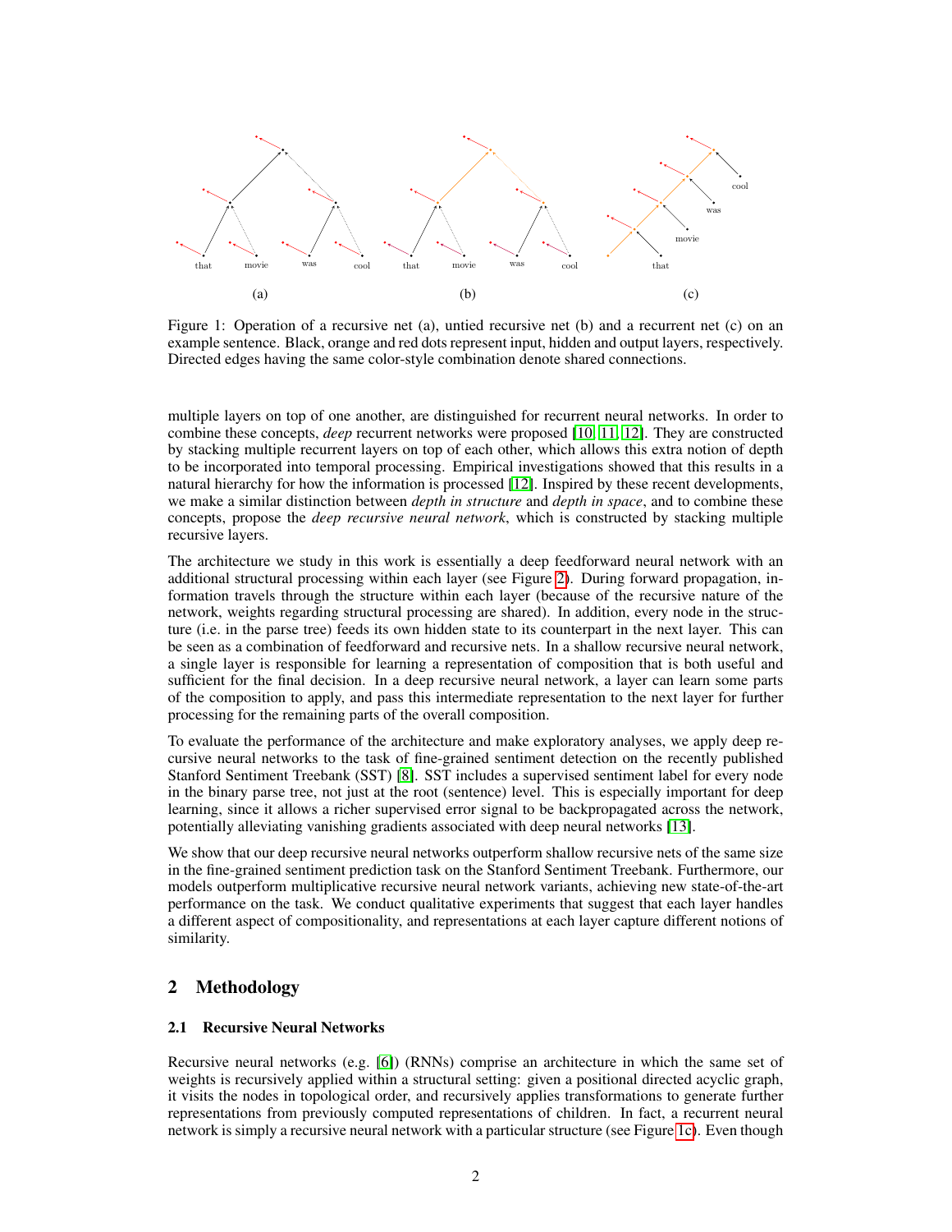Figure 1: Operation of a recursive net (a), untied recursive net (b) and a recurrent net (c) on an example sentence. Black, orange and red dots represent input, hidden and output layers, respectively. Directed edges having the same color-style combination denote shared connections.

multiple layers on top of one another, are distinguished for recurrent neural networks. In order to combine these concepts, *deep* recurrent networks were proposed [10, 11, 12]. They are constructed by stacking multiple recurrent layers on top of each other, which allows this extra notion of depth to be incorporated into temporal processing. Empirical investigations showed that this results in a natural hierarchy for how the information is processed [12]. Inspired by these recent developments, we make a similar distinction between *depth in structure* and *depth in space*, and to combine these concepts, propose the *deep recursive neural network*, which is constructed by stacking multiple recursive layers.

The architecture we study in this work is essentially a deep feedforward neural network with an additional structural processing within each layer (see Figure 2). During forward propagation, information travels through the structure within each layer (because of the recursive nature of the network, weights regarding structural processing are shared). In addition, every node in the structure (i.e. in the parse tree) feeds its own hidden state to its counterpart in the next layer. This can be seen as a combination of feedforward and recursive nets. In a shallow recursive neural network, a single layer is responsible for learning a representation of composition that is both useful and sufficient for the final decision. In a deep recursive neural network, a layer can learn some parts of the composition to apply, and pass this intermediate representation to the next layer for further processing for the remaining parts of the overall composition.

To evaluate the performance of the architecture and make exploratory analyses, we apply deep recursive neural networks to the task of fine-grained sentiment detection on the recently published Stanford Sentiment Treebank (SST) [8]. SST includes a supervised sentiment label for every node in the binary parse tree, not just at the root (sentence) level. This is especially important for deep learning, since it allows a richer supervised error signal to be backpropagated across the network, potentially alleviating vanishing gradients associated with deep neural networks [13].

We show that our deep recursive neural networks outperform shallow recursive nets of the same size in the fine-grained sentiment prediction task on the Stanford Sentiment Treebank. Furthermore, our models outperform multiplicative recursive neural network variants, achieving new state-of-the-art performance on the task. We conduct qualitative experiments that suggest that each layer handles a different aspect of compositionality, and representations at each layer capture different notions of similarity.

## 2 Methodology

### 2.1 Recursive Neural Networks

Recursive neural networks (e.g. [6]) (RNNs) comprise an architecture in which the same set of weights is recursively applied within a structural setting: given a positional directed acyclic graph, it visits the nodes in topological order, and recursively applies transformations to generate further representations from previously computed representations of children. In fact, a recurrent neural network is simply a recursive neural network with a particular structure (see Figure 1c). Even though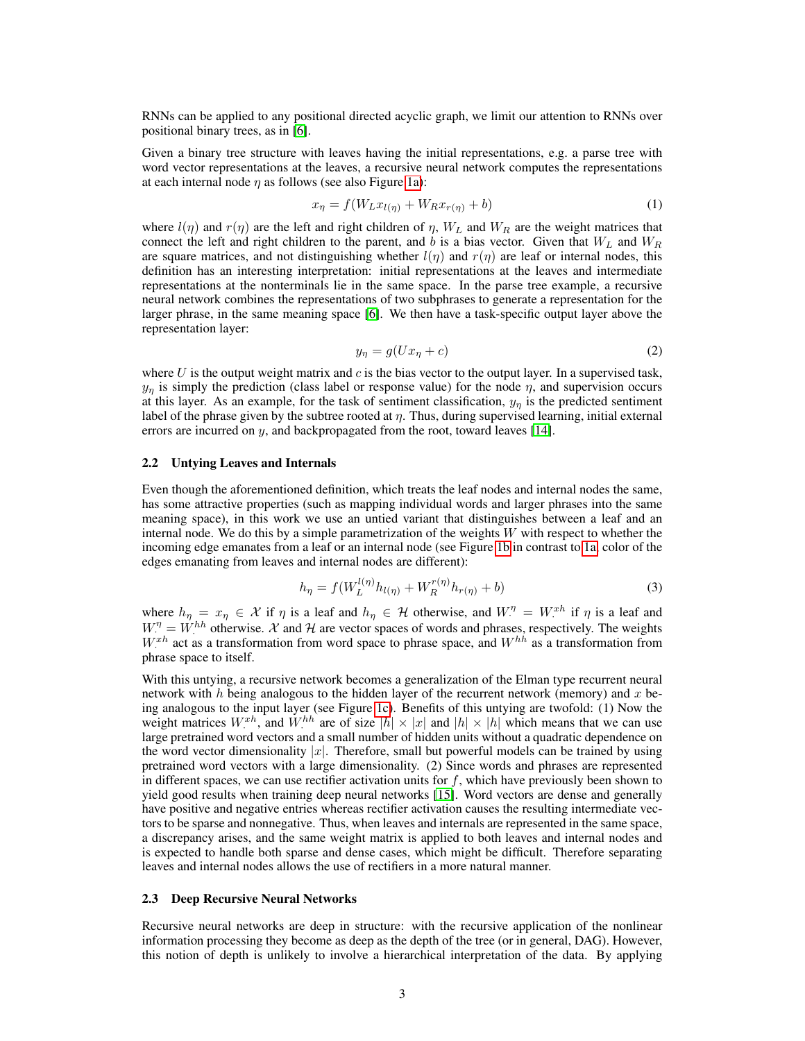RNNs can be applied to any positional directed acyclic graph, we limit our attention to RNNs over positional binary trees, as in [6].

Given a binary tree structure with leaves having the initial representations, e.g. a parse tree with word vector representations at the leaves, a recursive neural network computes the representations at each internal node $\eta$ as follows (see also Figure 1a):

$$x_\eta = f(W_L x_{l(\eta)} + W_R x_{r(\eta)} + b) \tag{1}$$

where $l(\eta)$ and $r(\eta)$ are the left and right children of $\eta$, $W_L$ and $W_R$ are the weight matrices that connect the left and right children to the parent, and $b$ is a bias vector. Given that $W_L$ and $W_R$ are square matrices, and not distinguishing whether $l(\eta)$ and $r(\eta)$ are leaf or internal nodes, this definition has an interesting interpretation: initial representations at the leaves and intermediate representations at the nonterminals lie in the same space. In the parse tree example, a recursive neural network combines the representations of two subphrases to generate a representation for the larger phrase, in the same meaning space [6]. We then have a task-specific output layer above the representation layer:

$$y_\eta = g(U x_\eta + c) \tag{2}$$

where $U$ is the output weight matrix and $c$ is the bias vector to the output layer. In a supervised task, $y_\eta$ is simply the prediction (class label or response value) for the node $\eta$, and supervision occurs at this layer. As an example, for the task of sentiment classification, $y_\eta$ is the predicted sentiment label of the phrase given by the subtree rooted at $\eta$. Thus, during supervised learning, initial external errors are incurred on $y$, and backpropagated from the root, toward leaves [14].

### 2.2 Untying Leaves and Internals

Even though the aforementioned definition, which treats the leaf nodes and internal nodes the same, has some attractive properties (such as mapping individual words and larger phrases into the same meaning space), in this work we use an untied variant that distinguishes between a leaf and an internal node. We do this by a simple parametrization of the weights $W$ with respect to whether the incoming edge emanates from a leaf or an internal node (see Figure 1b in contrast to 1a, color of the edges emanating from leaves and internal nodes are different):

$$h_\eta = f(W_L^{l(\eta)} h_{l(\eta)} + W_R^{r(\eta)} h_{r(\eta)} + b) \tag{3}$$

where $h_\eta = x_\eta \in \mathcal{X}$ if $\eta$ is a leaf and $h_\eta \in \mathcal{H}$ otherwise, and $W_\cdot^\eta = W_\cdot^{xh}$ if $\eta$ is a leaf and $W_\cdot^\eta = W_\cdot^{hh}$ otherwise. $\mathcal{X}$ and $\mathcal{H}$ are vector spaces of words and phrases, respectively. The weights $W_\cdot^{xh}$ act as a transformation from word space to phrase space, and $W^{hh}$ as a transformation from phrase space to itself.

With this untying, a recursive network becomes a generalization of the Elman type recurrent neural network with $h$ being analogous to the hidden layer of the recurrent network (memory) and $x$ being analogous to the input layer (see Figure 1c). Benefits of this untying are twofold: (1) Now the weight matrices $W_\cdot^{xh}$, and $W_\cdot^{hh}$ are of size $|h| \times |x|$ and $|h| \times |h|$ which means that we can use large pretrained word vectors and a small number of hidden units without a quadratic dependence on the word vector dimensionality $|x|$. Therefore, small but powerful models can be trained by using pretrained word vectors with a large dimensionality. (2) Since words and phrases are represented in different spaces, we can use rectifier activation units for $f$, which have previously been shown to yield good results when training deep neural networks [15]. Word vectors are dense and generally have positive and negative entries whereas rectifier activation causes the resulting intermediate vectors to be sparse and nonnegative. Thus, when leaves and internals are represented in the same space, a discrepancy arises, and the same weight matrix is applied to both leaves and internal nodes and is expected to handle both sparse and dense cases, which might be difficult. Therefore separating leaves and internal nodes allows the use of rectifiers in a more natural manner.

### 2.3 Deep Recursive Neural Networks

Recursive neural networks are deep in structure: with the recursive application of the nonlinear information processing they become as deep as the depth of the tree (or in general, DAG). However, this notion of depth is unlikely to involve a hierarchical interpretation of the data. By applying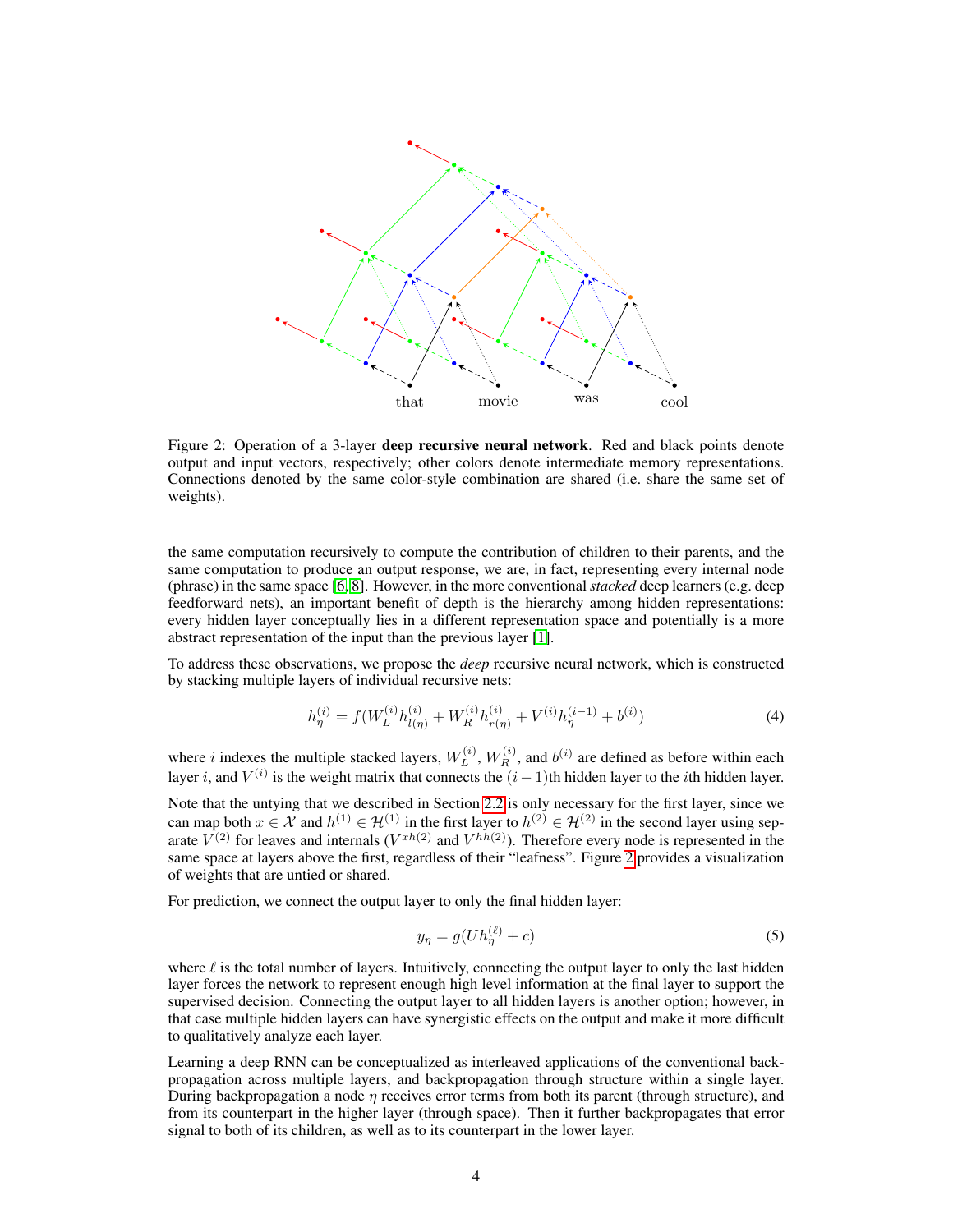Figure 2: Operation of a 3-layer **deep recursive neural network**. Red and black points denote output and input vectors, respectively; other colors denote intermediate memory representations. Connections denoted by the same color-style combination are shared (i.e. share the same set of weights).

the same computation recursively to compute the contribution of children to their parents, and the same computation to produce an output response, we are, in fact, representing every internal node (phrase) in the same space [6, 8]. However, in the more conventional *stacked* deep learners (e.g. deep feedforward nets), an important benefit of depth is the hierarchy among hidden representations: every hidden layer conceptually lies in a different representation space and potentially is a more abstract representation of the input than the previous layer [1].

To address these observations, we propose the *deep* recursive neural network, which is constructed by stacking multiple layers of individual recursive nets:

$$h_\eta^{(i)} = f(W_L^{(i)} h_{l(\eta)}^{(i)} + W_R^{(i)} h_{r(\eta)}^{(i)} + V^{(i)} h_\eta^{(i-1)} + b^{(i)}) \tag{4}$$

where $i$ indexes the multiple stacked layers, $W_L^{(i)}$, $W_R^{(i)}$, and $b^{(i)}$ are defined as before within each layer $i$, and $V^{(i)}$ is the weight matrix that connects the $(i-1)$th hidden layer to the $i$th hidden layer.

Note that the untying that we described in Section 2.2 is only necessary for the first layer, since we can map both $x \in \mathcal{X}$ and $h^{(1)} \in \mathcal{H}^{(1)}$ in the first layer to $h^{(2)} \in \mathcal{H}^{(2)}$ in the second layer using separate $V^{(2)}$ for leaves and internals ($V^{xh(2)}$ and $V^{hh(2)}$). Therefore every node is represented in the same space at layers above the first, regardless of their "leafness". Figure 2 provides a visualization of weights that are untied or shared.

For prediction, we connect the output layer to only the final hidden layer:

$$y_\eta = g(U h_\eta^{(\ell)} + c) \tag{5}$$

where $\ell$ is the total number of layers. Intuitively, connecting the output layer to only the last hidden layer forces the network to represent enough high level information at the final layer to support the supervised decision. Connecting the output layer to all hidden layers is another option; however, in that case multiple hidden layers can have synergistic effects on the output and make it more difficult to qualitatively analyze each layer.

Learning a deep RNN can be conceptualized as interleaved applications of the conventional backpropagation across multiple layers, and backpropagation through structure within a single layer. During backpropagation a node $\eta$ receives error terms from both its parent (through structure), and from its counterpart in the higher layer (through space). Then it further backpropagates that error signal to both of its children, as well as to its counterpart in the lower layer.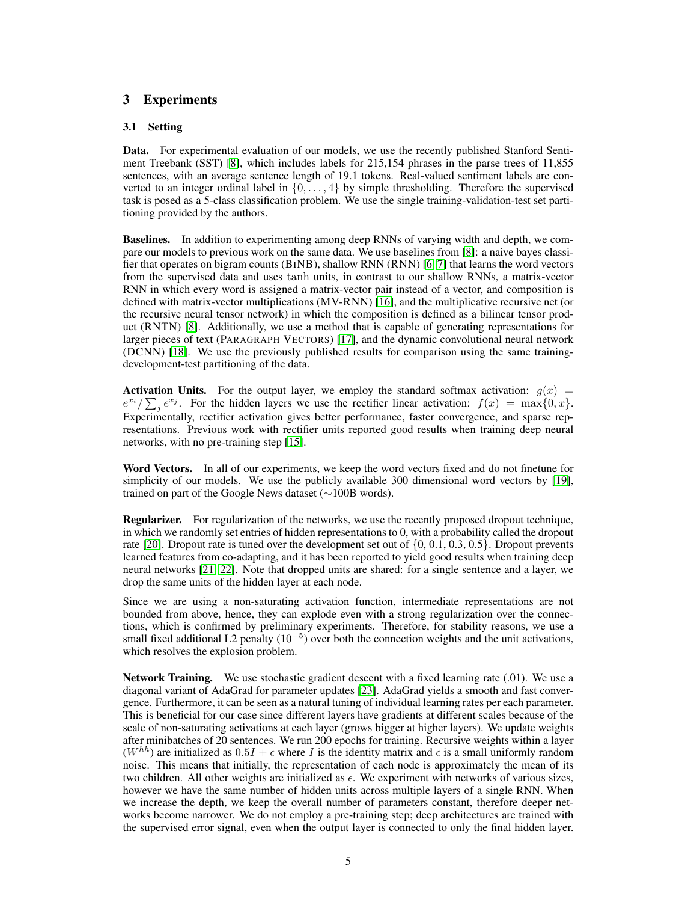# 3 Experiments

## 3.1 Setting

**Data.** For experimental evaluation of our models, we use the recently published Stanford Sentiment Treebank (SST) [8], which includes labels for 215,154 phrases in the parse trees of 11,855 sentences, with an average sentence length of 19.1 tokens. Real-valued sentiment labels are converted to an integer ordinal label in $\{0, \ldots, 4\}$ by simple thresholding. Therefore the supervised task is posed as a 5-class classification problem. We use the single training-validation-test set partitioning provided by the authors.

**Baselines.** In addition to experimenting among deep RNNs of varying width and depth, we compare our models to previous work on the same data. We use baselines from [8]: a naive bayes classifier that operates on bigram counts (BINB), shallow RNN (RNN) [6, 7] that learns the word vectors from the supervised data and uses tanh units, in contrast to our shallow RNNs, a matrix-vector RNN in which every word is assigned a matrix-vector pair instead of a vector, and composition is defined with matrix-vector multiplications (MV-RNN) [16], and the multiplicative recursive net (or the recursive neural tensor network) in which the composition is defined as a bilinear tensor product (RNTN) [8]. Additionally, we use a method that is capable of generating representations for larger pieces of text (PARAGRAPH VECTORS) [17], and the dynamic convolutional neural network (DCNN) [18]. We use the previously published results for comparison using the same training-development-test partitioning of the data.

**Activation Units.** For the output layer, we employ the standard softmax activation: $g(x) = e^{x_i} / \sum_j e^{x_j}$. For the hidden layers we use the rectifier linear activation: $f(x) = \max\{0, x\}$. Experimentally, rectifier activation gives better performance, faster convergence, and sparse representations. Previous work with rectifier units reported good results when training deep neural networks, with no pre-training step [15].

**Word Vectors.** In all of our experiments, we keep the word vectors fixed and do not finetune for simplicity of our models. We use the publicly available 300 dimensional word vectors by [19], trained on part of the Google News dataset ($\sim$100B words).

**Regularizer.** For regularization of the networks, we use the recently proposed dropout technique, in which we randomly set entries of hidden representations to 0, with a probability called the dropout rate [20]. Dropout rate is tuned over the development set out of $\{0, 0.1, 0.3, 0.5\}$. Dropout prevents learned features from co-adapting, and it has been reported to yield good results when training deep neural networks [21, 22]. Note that dropped units are shared: for a single sentence and a layer, we drop the same units of the hidden layer at each node.

Since we are using a non-saturating activation function, intermediate representations are not bounded from above, hence, they can explode even with a strong regularization over the connections, which is confirmed by preliminary experiments. Therefore, for stability reasons, we use a small fixed additional L2 penalty ($10^{-5}$) over both the connection weights and the unit activations, which resolves the explosion problem.

**Network Training.** We use stochastic gradient descent with a fixed learning rate (.01). We use a diagonal variant of AdaGrad for parameter updates [23]. AdaGrad yields a smooth and fast convergence. Furthermore, it can be seen as a natural tuning of individual learning rates per each parameter. This is beneficial for our case since different layers have gradients at different scales because of the scale of non-saturating activations at each layer (grows bigger at higher layers). We update weights after minibatches of 20 sentences. We run 200 epochs for training. Recursive weights within a layer ($W^{hh}$) are initialized as $0.5I + \epsilon$ where $I$ is the identity matrix and $\epsilon$ is a small uniformly random noise. This means that initially, the representation of each node is approximately the mean of its two children. All other weights are initialized as $\epsilon$. We experiment with networks of various sizes, however we have the same number of hidden units across multiple layers of a single RNN. When we increase the depth, we keep the overall number of parameters constant, therefore deeper networks become narrower. We do not employ a pre-training step; deep architectures are trained with the supervised error signal, even when the output layer is connected to only the final hidden layer.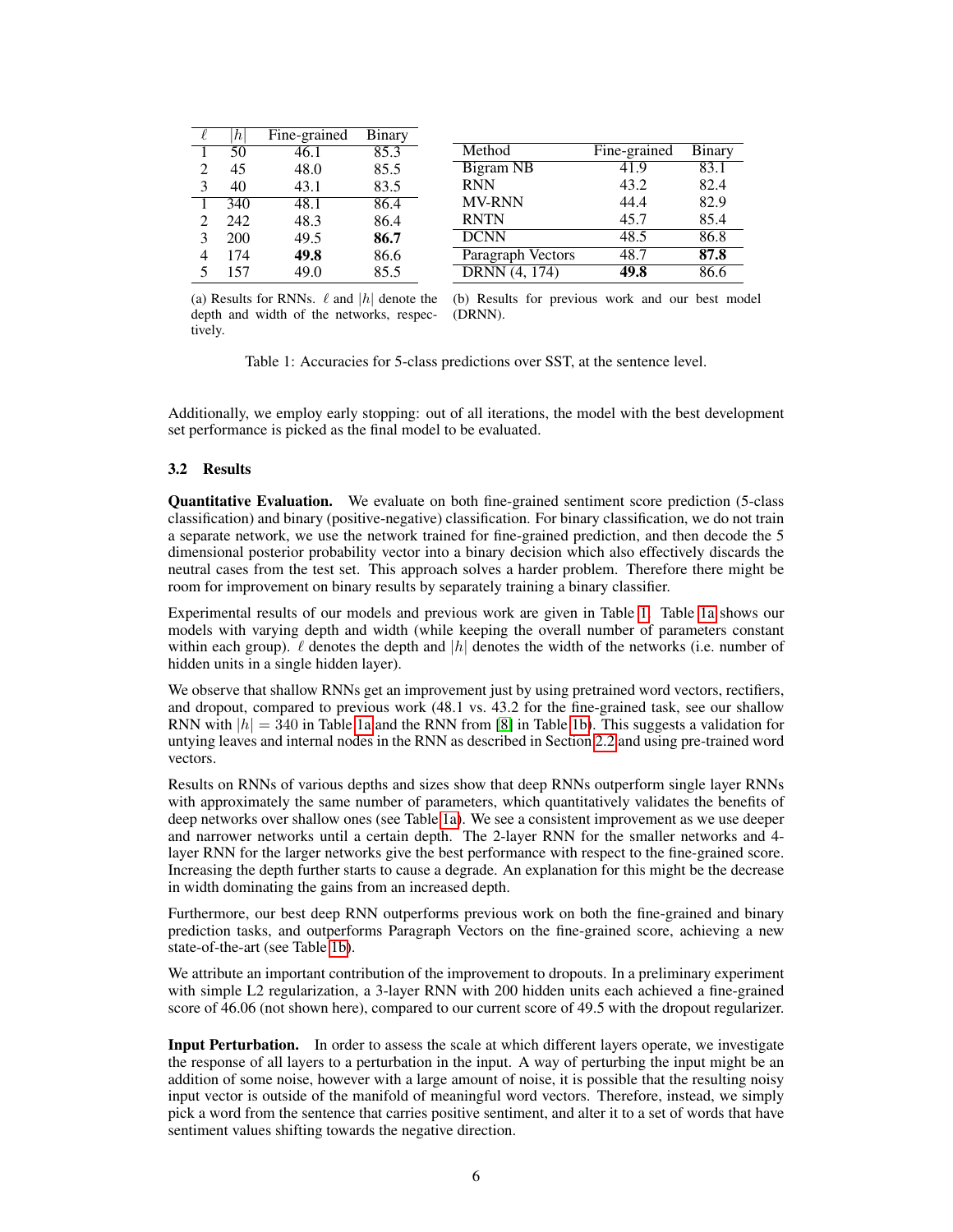| $\ell$ | $\|h\|$ | Fine-grained | Binary |
|---|---|---|---|
| 1 | 50 | 46.1 | 85.3 |
| 2 | 45 | 48.0 | 85.5 |
| 3 | 40 | 43.1 | 83.5 |
| 1 | 340 | 48.1 | 86.4 |
| 2 | 242 | 48.3 | 86.4 |
| 3 | 200 | 49.5 | **86.7** |
| 4 | 174 | **49.8** | 86.6 |
| 5 | 157 | 49.0 | 85.5 |

(a) Results for RNNs. $\ell$ and $|h|$ denote the depth and width of the networks, respectively.

| Method | Fine-grained | Binary |
|---|---|---|
| Bigram NB | 41.9 | 83.1 |
| RNN | 43.2 | 82.4 |
| MV-RNN | 44.4 | 82.9 |
| RNTN | 45.7 | 85.4 |
| DCNN | 48.5 | 86.8 |
| Paragraph Vectors | 48.7 | **87.8** |
| DRNN (4, 174) | **49.8** | 86.6 |

(b) Results for previous work and our best model (DRNN).

Table 1: Accuracies for 5-class predictions over SST, at the sentence level.

Additionally, we employ early stopping: out of all iterations, the model with the best development set performance is picked as the final model to be evaluated.

### 3.2 Results

**Quantitative Evaluation.** We evaluate on both fine-grained sentiment score prediction (5-class classification) and binary (positive-negative) classification. For binary classification, we do not train a separate network, we use the network trained for fine-grained prediction, and then decode the 5 dimensional posterior probability vector into a binary decision which also effectively discards the neutral cases from the test set. This approach solves a harder problem. Therefore there might be room for improvement on binary results by separately training a binary classifier.

Experimental results of our models and previous work are given in Table 1. Table 1a shows our models with varying depth and width (while keeping the overall number of parameters constant within each group). $\ell$ denotes the depth and $|h|$ denotes the width of the networks (i.e. number of hidden units in a single hidden layer).

We observe that shallow RNNs get an improvement just by using pretrained word vectors, rectifiers, and dropout, compared to previous work (48.1 vs. 43.2 for the fine-grained task, see our shallow RNN with $|h| = 340$ in Table 1a and the RNN from [8] in Table 1b). This suggests a validation for untying leaves and internal nodes in the RNN as described in Section 2.2 and using pre-trained word vectors.

Results on RNNs of various depths and sizes show that deep RNNs outperform single layer RNNs with approximately the same number of parameters, which quantitatively validates the benefits of deep networks over shallow ones (see Table 1a). We see a consistent improvement as we use deeper and narrower networks until a certain depth. The 2-layer RNN for the smaller networks and 4-layer RNN for the larger networks give the best performance with respect to the fine-grained score. Increasing the depth further starts to cause a degrade. An explanation for this might be the decrease in width dominating the gains from an increased depth.

Furthermore, our best deep RNN outperforms previous work on both the fine-grained and binary prediction tasks, and outperforms Paragraph Vectors on the fine-grained score, achieving a new state-of-the-art (see Table 1b).

We attribute an important contribution of the improvement to dropouts. In a preliminary experiment with simple L2 regularization, a 3-layer RNN with 200 hidden units each achieved a fine-grained score of 46.06 (not shown here), compared to our current score of 49.5 with the dropout regularizer.

**Input Perturbation.** In order to assess the scale at which different layers operate, we investigate the response of all layers to a perturbation in the input. A way of perturbing the input might be an addition of some noise, however with a large amount of noise, it is possible that the resulting noisy input vector is outside of the manifold of meaningful word vectors. Therefore, instead, we simply pick a word from the sentence that carries positive sentiment, and alter it to a set of words that have sentiment values shifting towards the negative direction.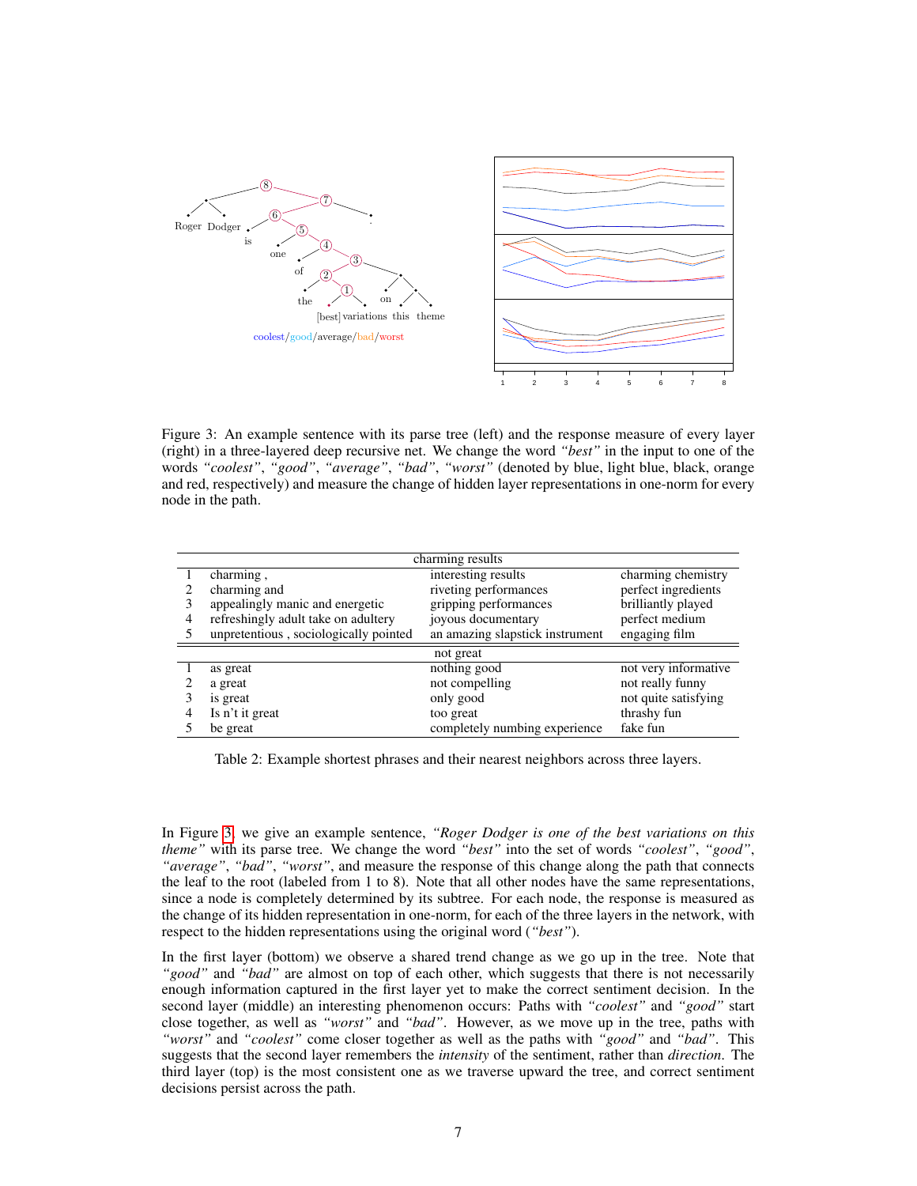Figure 3: An example sentence with its parse tree (left) and the response measure of every layer (right) in a three-layered deep recursive net. We change the word *"best"* in the input to one of the words *"coolest"*, *"good"*, *"average"*, *"bad"*, *"worst"* (denoted by blue, light blue, black, orange and red, respectively) and measure the change of hidden layer representations in one-norm for every node in the path.

| | charming results | | |
|---|---|---|---|
| 1 | charming , | interesting results | charming chemistry |
| 2 | charming and | riveting performances | perfect ingredients |
| 3 | appealingly manic and energetic | gripping performances | brilliantly played |
| 4 | refreshingly adult take on adultery | joyous documentary | perfect medium |
| 5 | unpretentious , sociologically pointed | an amazing slapstick instrument | engaging film |
| | **not great** | | |
| 1 | as great | nothing good | not very informative |
| 2 | a great | not compelling | not really funny |
| 3 | is great | only good | not quite satisfying |
| 4 | Is n't it great | too great | thrashy fun |
| 5 | be great | completely numbing experience | fake fun |

Table 2: Example shortest phrases and their nearest neighbors across three layers.

In Figure 3, we give an example sentence, *"Roger Dodger is one of the best variations on this theme"* with its parse tree. We change the word *"best"* into the set of words *"coolest"*, *"good"*, *"average"*, *"bad"*, *"worst"*, and measure the response of this change along the path that connects the leaf to the root (labeled from 1 to 8). Note that all other nodes have the same representations, since a node is completely determined by its subtree. For each node, the response is measured as the change of its hidden representation in one-norm, for each of the three layers in the network, with respect to the hidden representations using the original word (*"best"*).

In the first layer (bottom) we observe a shared trend change as we go up in the tree. Note that *"good"* and *"bad"* are almost on top of each other, which suggests that there is not necessarily enough information captured in the first layer yet to make the correct sentiment decision. In the second layer (middle) an interesting phenomenon occurs: Paths with *"coolest"* and *"good"* start close together, as well as *"worst"* and *"bad"*. However, as we move up in the tree, paths with *"worst"* and *"coolest"* come closer together as well as the paths with *"good"* and *"bad"*. This suggests that the second layer remembers the *intensity* of the sentiment, rather than *direction*. The third layer (top) is the most consistent one as we traverse upward the tree, and correct sentiment decisions persist across the path.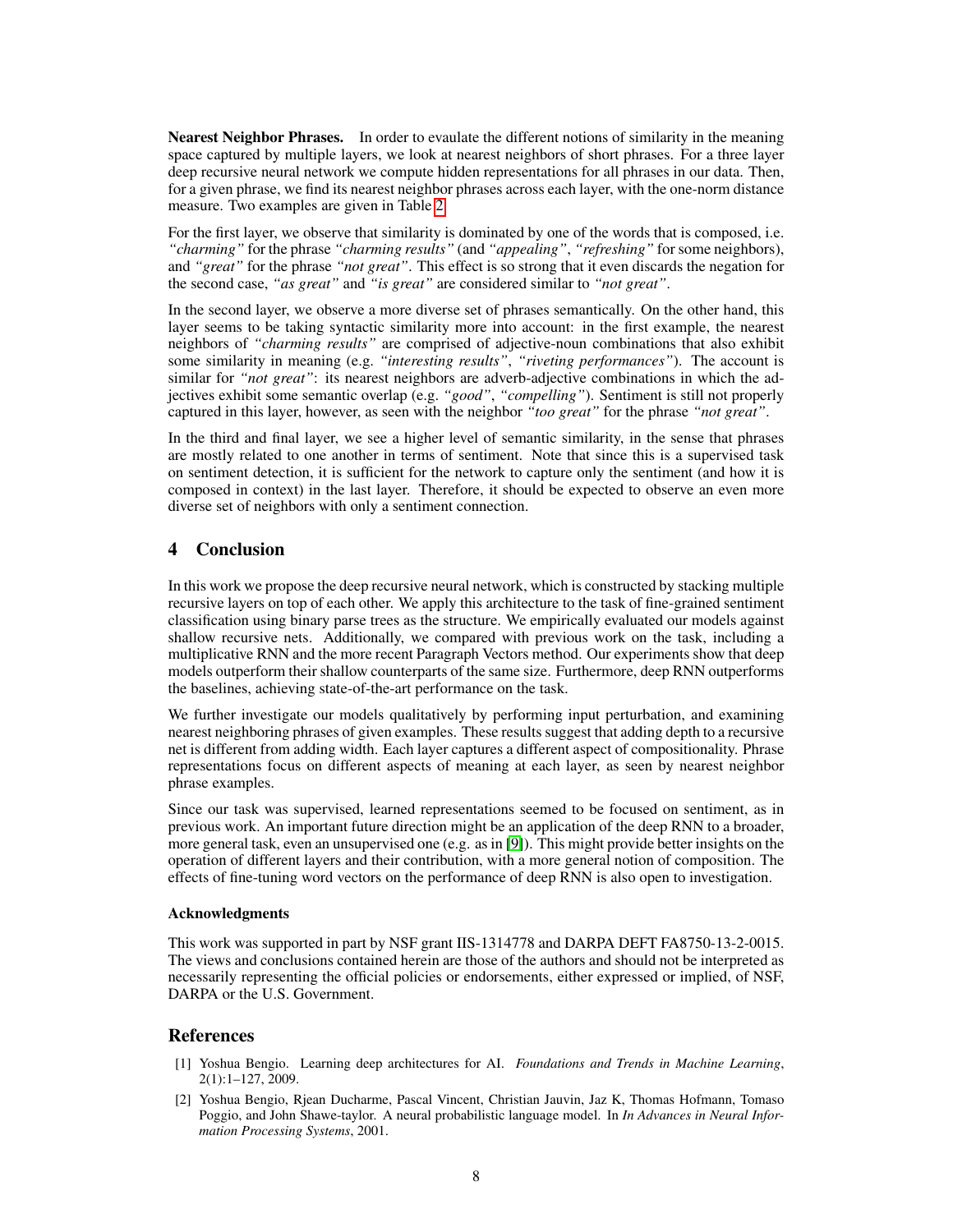**Nearest Neighbor Phrases.** In order to evaulate the different notions of similarity in the meaning space captured by multiple layers, we look at nearest neighbors of short phrases. For a three layer deep recursive neural network we compute hidden representations for all phrases in our data. Then, for a given phrase, we find its nearest neighbor phrases across each layer, with the one-norm distance measure. Two examples are given in Table 2.

For the first layer, we observe that similarity is dominated by one of the words that is composed, i.e. *"charming"* for the phrase *"charming results"* (and *"appealing"*, *"refreshing"* for some neighbors), and *"great"* for the phrase *"not great"*. This effect is so strong that it even discards the negation for the second case, *"as great"* and *"is great"* are considered similar to *"not great"*.

In the second layer, we observe a more diverse set of phrases semantically. On the other hand, this layer seems to be taking syntactic similarity more into account: in the first example, the nearest neighbors of *"charming results"* are comprised of adjective-noun combinations that also exhibit some similarity in meaning (e.g. *"interesting results"*, *"riveting performances"*). The account is similar for *"not great"*: its nearest neighbors are adverb-adjective combinations in which the adjectives exhibit some semantic overlap (e.g. *"good"*, *"compelling"*). Sentiment is still not properly captured in this layer, however, as seen with the neighbor *"too great"* for the phrase *"not great"*.

In the third and final layer, we see a higher level of semantic similarity, in the sense that phrases are mostly related to one another in terms of sentiment. Note that since this is a supervised task on sentiment detection, it is sufficient for the network to capture only the sentiment (and how it is composed in context) in the last layer. Therefore, it should be expected to observe an even more diverse set of neighbors with only a sentiment connection.

## 4 Conclusion

In this work we propose the deep recursive neural network, which is constructed by stacking multiple recursive layers on top of each other. We apply this architecture to the task of fine-grained sentiment classification using binary parse trees as the structure. We empirically evaluated our models against shallow recursive nets. Additionally, we compared with previous work on the task, including a multiplicative RNN and the more recent Paragraph Vectors method. Our experiments show that deep models outperform their shallow counterparts of the same size. Furthermore, deep RNN outperforms the baselines, achieving state-of-the-art performance on the task.

We further investigate our models qualitatively by performing input perturbation, and examining nearest neighboring phrases of given examples. These results suggest that adding depth to a recursive net is different from adding width. Each layer captures a different aspect of compositionality. Phrase representations focus on different aspects of meaning at each layer, as seen by nearest neighbor phrase examples.

Since our task was supervised, learned representations seemed to be focused on sentiment, as in previous work. An important future direction might be an application of the deep RNN to a broader, more general task, even an unsupervised one (e.g. as in [9]). This might provide better insights on the operation of different layers and their contribution, with a more general notion of composition. The effects of fine-tuning word vectors on the performance of deep RNN is also open to investigation.

#### Acknowledgments

This work was supported in part by NSF grant IIS-1314778 and DARPA DEFT FA8750-13-2-0015. The views and conclusions contained herein are those of the authors and should not be interpreted as necessarily representing the official policies or endorsements, either expressed or implied, of NSF, DARPA or the U.S. Government.

## References

[1] Yoshua Bengio. Learning deep architectures for AI. *Foundations and Trends in Machine Learning*, 2(1):1–127, 2009.

[2] Yoshua Bengio, Rjean Ducharme, Pascal Vincent, Christian Jauvin, Jaz K, Thomas Hofmann, Tomaso Poggio, and John Shawe-taylor. A neural probabilistic language model. In *In Advances in Neural Information Processing Systems*, 2001.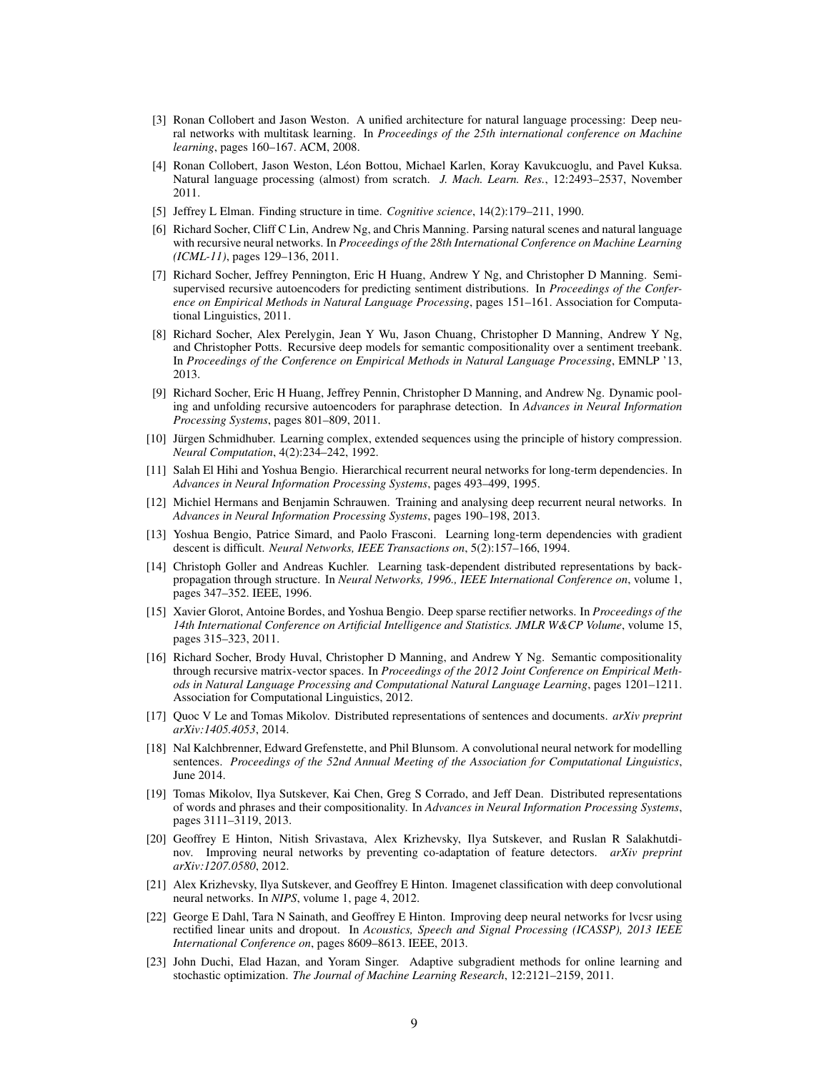[3] Ronan Collobert and Jason Weston. A unified architecture for natural language processing: Deep neural networks with multitask learning. In *Proceedings of the 25th international conference on Machine learning*, pages 160–167. ACM, 2008.

[4] Ronan Collobert, Jason Weston, Léon Bottou, Michael Karlen, Koray Kavukcuoglu, and Pavel Kuksa. Natural language processing (almost) from scratch. *J. Mach. Learn. Res.*, 12:2493–2537, November 2011.

[5] Jeffrey L Elman. Finding structure in time. *Cognitive science*, 14(2):179–211, 1990.

[6] Richard Socher, Cliff C Lin, Andrew Ng, and Chris Manning. Parsing natural scenes and natural language with recursive neural networks. In *Proceedings of the 28th International Conference on Machine Learning (ICML-11)*, pages 129–136, 2011.

[7] Richard Socher, Jeffrey Pennington, Eric H Huang, Andrew Y Ng, and Christopher D Manning. Semi-supervised recursive autoencoders for predicting sentiment distributions. In *Proceedings of the Conference on Empirical Methods in Natural Language Processing*, pages 151–161. Association for Computational Linguistics, 2011.

[8] Richard Socher, Alex Perelygin, Jean Y Wu, Jason Chuang, Christopher D Manning, Andrew Y Ng, and Christopher Potts. Recursive deep models for semantic compositionality over a sentiment treebank. In *Proceedings of the Conference on Empirical Methods in Natural Language Processing*, EMNLP '13, 2013.

[9] Richard Socher, Eric H Huang, Jeffrey Pennin, Christopher D Manning, and Andrew Ng. Dynamic pooling and unfolding recursive autoencoders for paraphrase detection. In *Advances in Neural Information Processing Systems*, pages 801–809, 2011.

[10] Jürgen Schmidhuber. Learning complex, extended sequences using the principle of history compression. *Neural Computation*, 4(2):234–242, 1992.

[11] Salah El Hihi and Yoshua Bengio. Hierarchical recurrent neural networks for long-term dependencies. In *Advances in Neural Information Processing Systems*, pages 493–499, 1995.

[12] Michiel Hermans and Benjamin Schrauwen. Training and analysing deep recurrent neural networks. In *Advances in Neural Information Processing Systems*, pages 190–198, 2013.

[13] Yoshua Bengio, Patrice Simard, and Paolo Frasconi. Learning long-term dependencies with gradient descent is difficult. *Neural Networks, IEEE Transactions on*, 5(2):157–166, 1994.

[14] Christoph Goller and Andreas Kuchler. Learning task-dependent distributed representations by backpropagation through structure. In *Neural Networks, 1996., IEEE International Conference on*, volume 1, pages 347–352. IEEE, 1996.

[15] Xavier Glorot, Antoine Bordes, and Yoshua Bengio. Deep sparse rectifier networks. In *Proceedings of the 14th International Conference on Artificial Intelligence and Statistics. JMLR W&CP Volume*, volume 15, pages 315–323, 2011.

[16] Richard Socher, Brody Huval, Christopher D Manning, and Andrew Y Ng. Semantic compositionality through recursive matrix-vector spaces. In *Proceedings of the 2012 Joint Conference on Empirical Methods in Natural Language Processing and Computational Natural Language Learning*, pages 1201–1211. Association for Computational Linguistics, 2012.

[17] Quoc V Le and Tomas Mikolov. Distributed representations of sentences and documents. *arXiv preprint arXiv:1405.4053*, 2014.

[18] Nal Kalchbrenner, Edward Grefenstette, and Phil Blunsom. A convolutional neural network for modelling sentences. *Proceedings of the 52nd Annual Meeting of the Association for Computational Linguistics*, June 2014.

[19] Tomas Mikolov, Ilya Sutskever, Kai Chen, Greg S Corrado, and Jeff Dean. Distributed representations of words and phrases and their compositionality. In *Advances in Neural Information Processing Systems*, pages 3111–3119, 2013.

[20] Geoffrey E Hinton, Nitish Srivastava, Alex Krizhevsky, Ilya Sutskever, and Ruslan R Salakhutdinov. Improving neural networks by preventing co-adaptation of feature detectors. *arXiv preprint arXiv:1207.0580*, 2012.

[21] Alex Krizhevsky, Ilya Sutskever, and Geoffrey E Hinton. Imagenet classification with deep convolutional neural networks. In *NIPS*, volume 1, page 4, 2012.

[22] George E Dahl, Tara N Sainath, and Geoffrey E Hinton. Improving deep neural networks for lvcsr using rectified linear units and dropout. In *Acoustics, Speech and Signal Processing (ICASSP), 2013 IEEE International Conference on*, pages 8609–8613. IEEE, 2013.

[23] John Duchi, Elad Hazan, and Yoram Singer. Adaptive subgradient methods for online learning and stochastic optimization. *The Journal of Machine Learning Research*, 12:2121–2159, 2011.